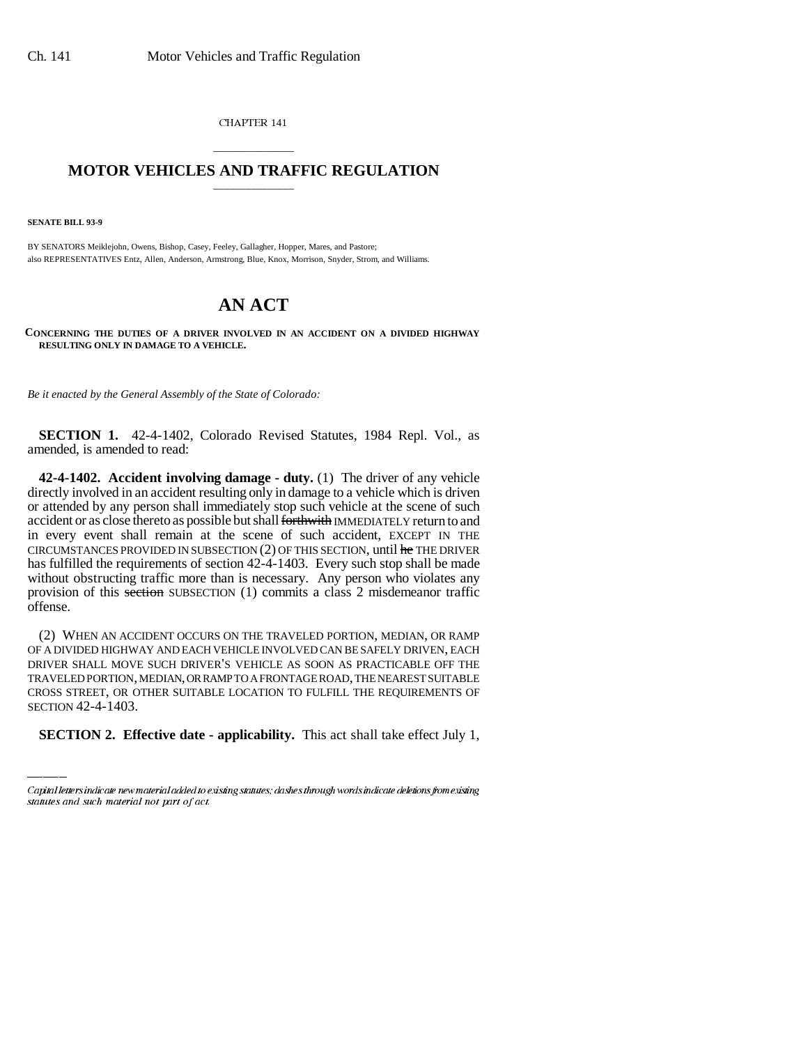CHAPTER 141

# MOTOR VEHICLES AND TRAFFIC REGULATION

**SENATE BILL 93-9**

BY SENATORS Meiklejohn, Owens, Bishop, Casey, Feeley, Gallagher, Hopper, Mares, and Pastore;
also REPRESENTATIVES Entz, Allen, Anderson, Armstrong, Blue, Knox, Morrison, Snyder, Strom, and Williams.

# AN ACT

**CONCERNING THE DUTIES OF A DRIVER INVOLVED IN AN ACCIDENT ON A DIVIDED HIGHWAY RESULTING ONLY IN DAMAGE TO A VEHICLE.**

*Be it enacted by the General Assembly of the State of Colorado:*

**SECTION 1.** 42-4-1402, Colorado Revised Statutes, 1984 Repl. Vol., as amended, is amended to read:

**42-4-1402. Accident involving damage - duty.** (1) The driver of any vehicle directly involved in an accident resulting only in damage to a vehicle which is driven or attended by any person shall immediately stop such vehicle at the scene of such accident or as close thereto as possible but shall ~~forthwith~~ IMMEDIATELY return to and in every event shall remain at the scene of such accident, EXCEPT IN THE CIRCUMSTANCES PROVIDED IN SUBSECTION (2) OF THIS SECTION, until ~~he~~ THE DRIVER has fulfilled the requirements of section 42-4-1403. Every such stop shall be made without obstructing traffic more than is necessary. Any person who violates any provision of this ~~section~~ SUBSECTION (1) commits a class 2 misdemeanor traffic offense.

(2) WHEN AN ACCIDENT OCCURS ON THE TRAVELED PORTION, MEDIAN, OR RAMP OF A DIVIDED HIGHWAY AND EACH VEHICLE INVOLVED CAN BE SAFELY DRIVEN, EACH DRIVER SHALL MOVE SUCH DRIVER'S VEHICLE AS SOON AS PRACTICABLE OFF THE TRAVELED PORTION, MEDIAN, OR RAMP TO A FRONTAGE ROAD, THE NEAREST SUITABLE CROSS STREET, OR OTHER SUITABLE LOCATION TO FULFILL THE REQUIREMENTS OF SECTION 42-4-1403.

**SECTION 2. Effective date - applicability.** This act shall take effect July 1,

Capital letters indicate new material added to existing statutes; dashes through words indicate deletions from existing statutes and such material not part of act.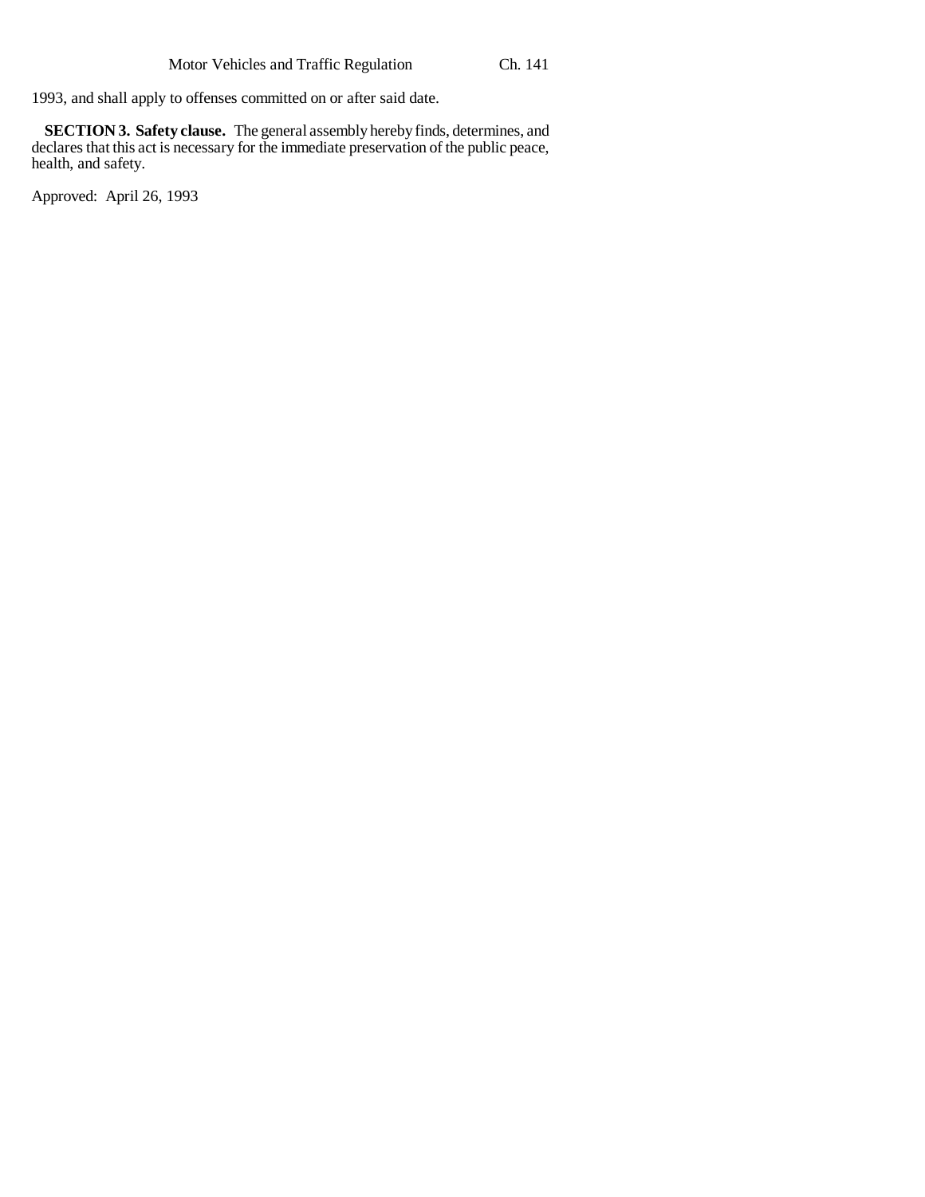1993, and shall apply to offenses committed on or after said date.

**SECTION 3. Safety clause.** The general assembly hereby finds, determines, and declares that this act is necessary for the immediate preservation of the public peace, health, and safety.

Approved: April 26, 1993